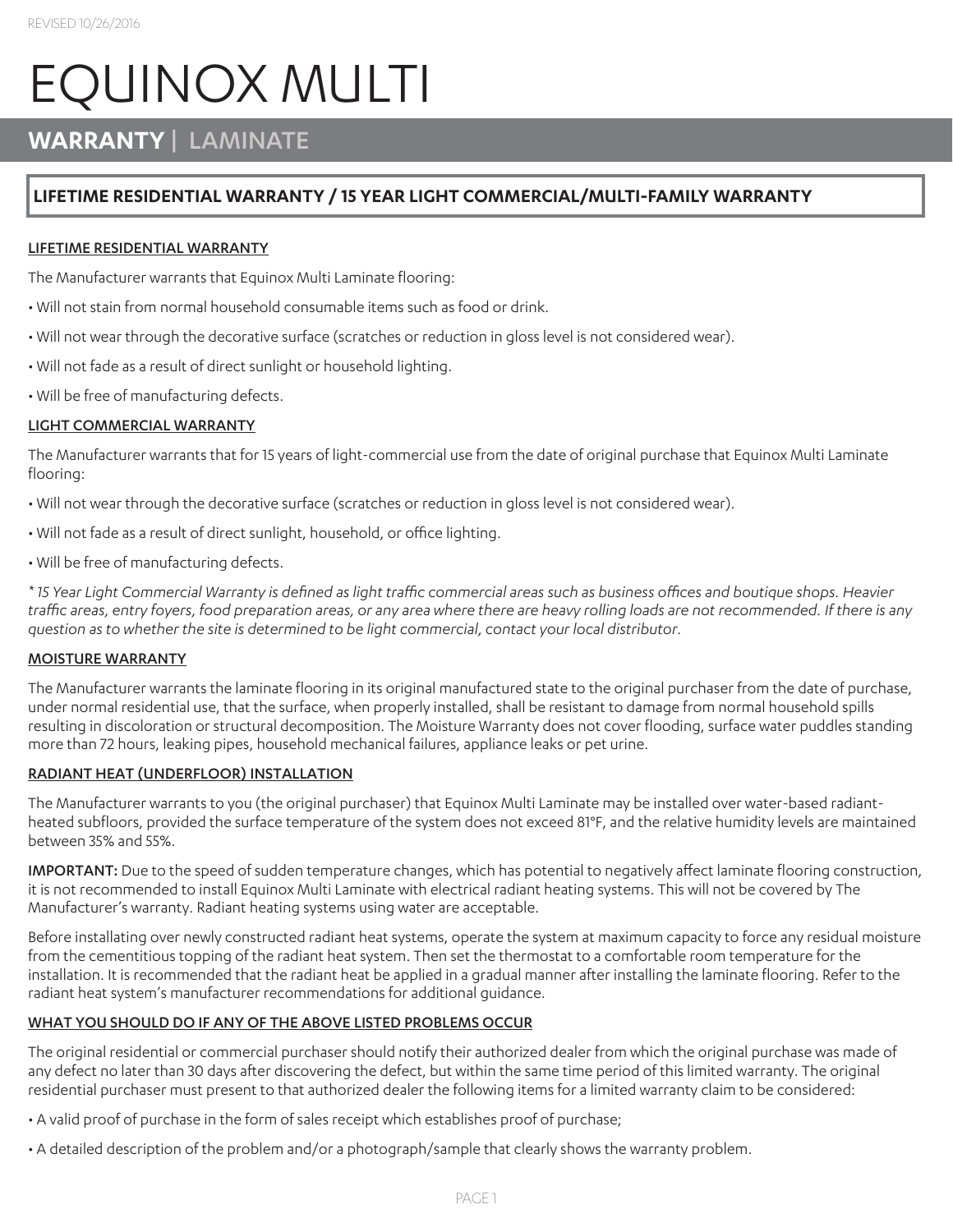REVISED 10/26/2016

# EQUINOX MULTI

## WARRANTY | LAMINATE

### LIFETIME RESIDENTIAL WARRANTY / 15 YEAR LIGHT COMMERCIAL/MULTI-FAMILY WARRANTY

**LIFETIME RESIDENTIAL WARRANTY**

The Manufacturer warrants that Equinox Multi Laminate flooring:

- Will not stain from normal household consumable items such as food or drink.
- Will not wear through the decorative surface (scratches or reduction in gloss level is not considered wear).
- Will not fade as a result of direct sunlight or household lighting.
- Will be free of manufacturing defects.

**LIGHT COMMERCIAL WARRANTY**

The Manufacturer warrants that for 15 years of light-commercial use from the date of original purchase that Equinox Multi Laminate flooring:

- Will not wear through the decorative surface (scratches or reduction in gloss level is not considered wear).
- Will not fade as a result of direct sunlight, household, or office lighting.
- Will be free of manufacturing defects.

*\* 15 Year Light Commercial Warranty is defined as light traffic commercial areas such as business offices and boutique shops. Heavier traffic areas, entry foyers, food preparation areas, or any area where there are heavy rolling loads are not recommended. If there is any question as to whether the site is determined to be light commercial, contact your local distributor.*

**MOISTURE WARRANTY**

The Manufacturer warrants the laminate flooring in its original manufactured state to the original purchaser from the date of purchase, under normal residential use, that the surface, when properly installed, shall be resistant to damage from normal household spills resulting in discoloration or structural decomposition. The Moisture Warranty does not cover flooding, surface water puddles standing more than 72 hours, leaking pipes, household mechanical failures, appliance leaks or pet urine.

**RADIANT HEAT (UNDERFLOOR) INSTALLATION**

The Manufacturer warrants to you (the original purchaser) that Equinox Multi Laminate may be installed over water-based radiant-heated subfloors, provided the surface temperature of the system does not exceed 81°F, and the relative humidity levels are maintained between 35% and 55%.

**IMPORTANT:** Due to the speed of sudden temperature changes, which has potential to negatively affect laminate flooring construction, it is not recommended to install Equinox Multi Laminate with electrical radiant heating systems. This will not be covered by The Manufacturer's warranty. Radiant heating systems using water are acceptable.

Before installating over newly constructed radiant heat systems, operate the system at maximum capacity to force any residual moisture from the cementitious topping of the radiant heat system. Then set the thermostat to a comfortable room temperature for the installation. It is recommended that the radiant heat be applied in a gradual manner after installing the laminate flooring. Refer to the radiant heat system's manufacturer recommendations for additional guidance.

**WHAT YOU SHOULD DO IF ANY OF THE ABOVE LISTED PROBLEMS OCCUR**

The original residential or commercial purchaser should notify their authorized dealer from which the original purchase was made of any defect no later than 30 days after discovering the defect, but within the same time period of this limited warranty. The original residential purchaser must present to that authorized dealer the following items for a limited warranty claim to be considered:

- A valid proof of purchase in the form of sales receipt which establishes proof of purchase;
- A detailed description of the problem and/or a photograph/sample that clearly shows the warranty problem.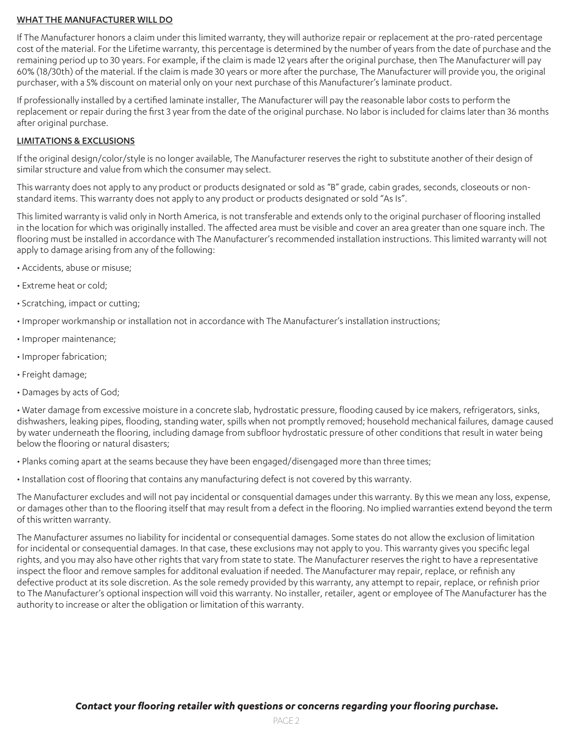## WHAT THE MANUFACTURER WILL DO

If The Manufacturer honors a claim under this limited warranty, they will authorize repair or replacement at the pro-rated percentage cost of the material. For the Lifetime warranty, this percentage is determined by the number of years from the date of purchase and the remaining period up to 30 years. For example, if the claim is made 12 years after the original purchase, then The Manufacturer will pay 60% (18/30th) of the material. If the claim is made 30 years or more after the purchase, The Manufacturer will provide you, the original purchaser, with a 5% discount on material only on your next purchase of this Manufacturer's laminate product.

If professionally installed by a certified laminate installer, The Manufacturer will pay the reasonable labor costs to perform the replacement or repair during the first 3 year from the date of the original purchase. No labor is included for claims later than 36 months after original purchase.

## LIMITATIONS & EXCLUSIONS

If the original design/color/style is no longer available, The Manufacturer reserves the right to substitute another of their design of similar structure and value from which the consumer may select.

This warranty does not apply to any product or products designated or sold as "B" grade, cabin grades, seconds, closeouts or non-standard items. This warranty does not apply to any product or products designated or sold "As Is".

This limited warranty is valid only in North America, is not transferable and extends only to the original purchaser of flooring installed in the location for which was originally installed. The affected area must be visible and cover an area greater than one square inch. The flooring must be installed in accordance with The Manufacturer's recommended installation instructions. This limited warranty will not apply to damage arising from any of the following:

- Accidents, abuse or misuse;
- Extreme heat or cold;
- Scratching, impact or cutting;
- Improper workmanship or installation not in accordance with The Manufacturer's installation instructions;
- Improper maintenance;
- Improper fabrication;
- Freight damage;
- Damages by acts of God;
- Water damage from excessive moisture in a concrete slab, hydrostatic pressure, flooding caused by ice makers, refrigerators, sinks, dishwashers, leaking pipes, flooding, standing water, spills when not promptly removed; household mechanical failures, damage caused by water underneath the flooring, including damage from subfloor hydrostatic pressure of other conditions that result in water being below the flooring or natural disasters;
- Planks coming apart at the seams because they have been engaged/disengaged more than three times;
- Installation cost of flooring that contains any manufacturing defect is not covered by this warranty.

The Manufacturer excludes and will not pay incidental or consquential damages under this warranty. By this we mean any loss, expense, or damages other than to the flooring itself that may result from a defect in the flooring. No implied warranties extend beyond the term of this written warranty.

The Manufacturer assumes no liability for incidental or consequential damages. Some states do not allow the exclusion of limitation for incidental or consequential damages. In that case, these exclusions may not apply to you. This warranty gives you specific legal rights, and you may also have other rights that vary from state to state. The Manufacturer reserves the right to have a representative inspect the floor and remove samples for additonal evaluation if needed. The Manufacturer may repair, replace, or refinish any defective product at its sole discretion. As the sole remedy provided by this warranty, any attempt to repair, replace, or refinish prior to The Manufacturer's optional inspection will void this warranty. No installer, retailer, agent or employee of The Manufacturer has the authority to increase or alter the obligation or limitation of this warranty.

***Contact your flooring retailer with questions or concerns regarding your flooring purchase.***